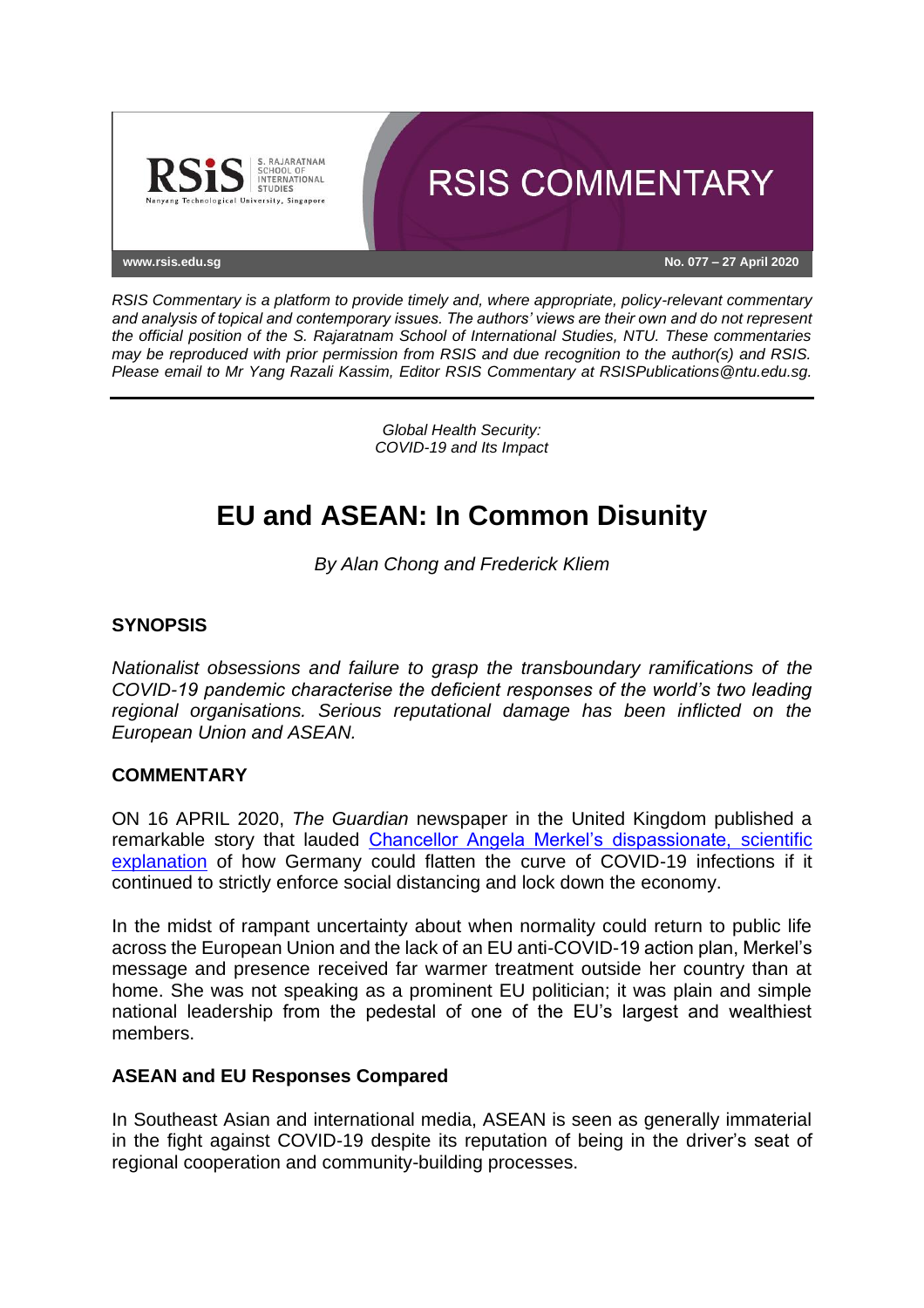RSIS COMMENTARY

www.rsis.edu.sg

No. 077 – 27 April 2020

*RSIS Commentary is a platform to provide timely and, where appropriate, policy-relevant commentary and analysis of topical and contemporary issues. The authors' views are their own and do not represent the official position of the S. Rajaratnam School of International Studies, NTU. These commentaries may be reproduced with prior permission from RSIS and due recognition to the author(s) and RSIS. Please email to Mr Yang Razali Kassim, Editor RSIS Commentary at RSISPublications@ntu.edu.sg.*

*Global Health Security:*
*COVID-19 and Its Impact*

# EU and ASEAN: In Common Disunity

*By Alan Chong and Frederick Kliem*

## SYNOPSIS

*Nationalist obsessions and failure to grasp the transboundary ramifications of the COVID-19 pandemic characterise the deficient responses of the world's two leading regional organisations. Serious reputational damage has been inflicted on the European Union and ASEAN.*

## COMMENTARY

ON 16 APRIL 2020, *The Guardian* newspaper in the United Kingdom published a remarkable story that lauded Chancellor Angela Merkel's dispassionate, scientific explanation of how Germany could flatten the curve of COVID-19 infections if it continued to strictly enforce social distancing and lock down the economy.

In the midst of rampant uncertainty about when normality could return to public life across the European Union and the lack of an EU anti-COVID-19 action plan, Merkel's message and presence received far warmer treatment outside her country than at home. She was not speaking as a prominent EU politician; it was plain and simple national leadership from the pedestal of one of the EU's largest and wealthiest members.

### ASEAN and EU Responses Compared

In Southeast Asian and international media, ASEAN is seen as generally immaterial in the fight against COVID-19 despite its reputation of being in the driver's seat of regional cooperation and community-building processes.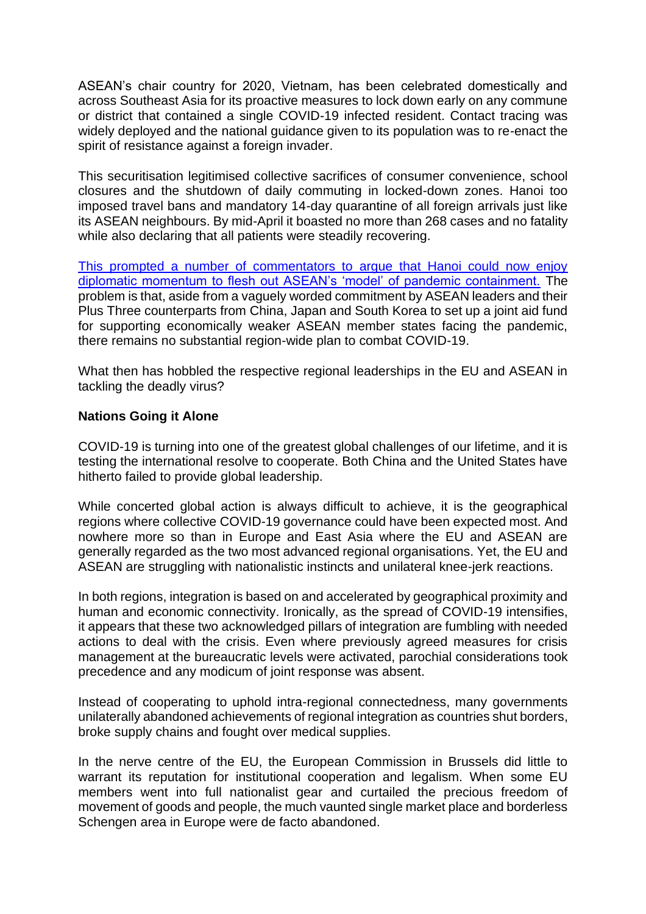ASEAN's chair country for 2020, Vietnam, has been celebrated domestically and across Southeast Asia for its proactive measures to lock down early on any commune or district that contained a single COVID-19 infected resident. Contact tracing was widely deployed and the national guidance given to its population was to re-enact the spirit of resistance against a foreign invader.

This securitisation legitimised collective sacrifices of consumer convenience, school closures and the shutdown of daily commuting in locked-down zones. Hanoi too imposed travel bans and mandatory 14-day quarantine of all foreign arrivals just like its ASEAN neighbours. By mid-April it boasted no more than 268 cases and no fatality while also declaring that all patients were steadily recovering.

This prompted a number of commentators to argue that Hanoi could now enjoy diplomatic momentum to flesh out ASEAN's 'model' of pandemic containment. The problem is that, aside from a vaguely worded commitment by ASEAN leaders and their Plus Three counterparts from China, Japan and South Korea to set up a joint aid fund for supporting economically weaker ASEAN member states facing the pandemic, there remains no substantial region-wide plan to combat COVID-19.

What then has hobbled the respective regional leaderships in the EU and ASEAN in tackling the deadly virus?

## Nations Going it Alone

COVID-19 is turning into one of the greatest global challenges of our lifetime, and it is testing the international resolve to cooperate. Both China and the United States have hitherto failed to provide global leadership.

While concerted global action is always difficult to achieve, it is the geographical regions where collective COVID-19 governance could have been expected most. And nowhere more so than in Europe and East Asia where the EU and ASEAN are generally regarded as the two most advanced regional organisations. Yet, the EU and ASEAN are struggling with nationalistic instincts and unilateral knee-jerk reactions.

In both regions, integration is based on and accelerated by geographical proximity and human and economic connectivity. Ironically, as the spread of COVID-19 intensifies, it appears that these two acknowledged pillars of integration are fumbling with needed actions to deal with the crisis. Even where previously agreed measures for crisis management at the bureaucratic levels were activated, parochial considerations took precedence and any modicum of joint response was absent.

Instead of cooperating to uphold intra-regional connectedness, many governments unilaterally abandoned achievements of regional integration as countries shut borders, broke supply chains and fought over medical supplies.

In the nerve centre of the EU, the European Commission in Brussels did little to warrant its reputation for institutional cooperation and legalism. When some EU members went into full nationalist gear and curtailed the precious freedom of movement of goods and people, the much vaunted single market place and borderless Schengen area in Europe were de facto abandoned.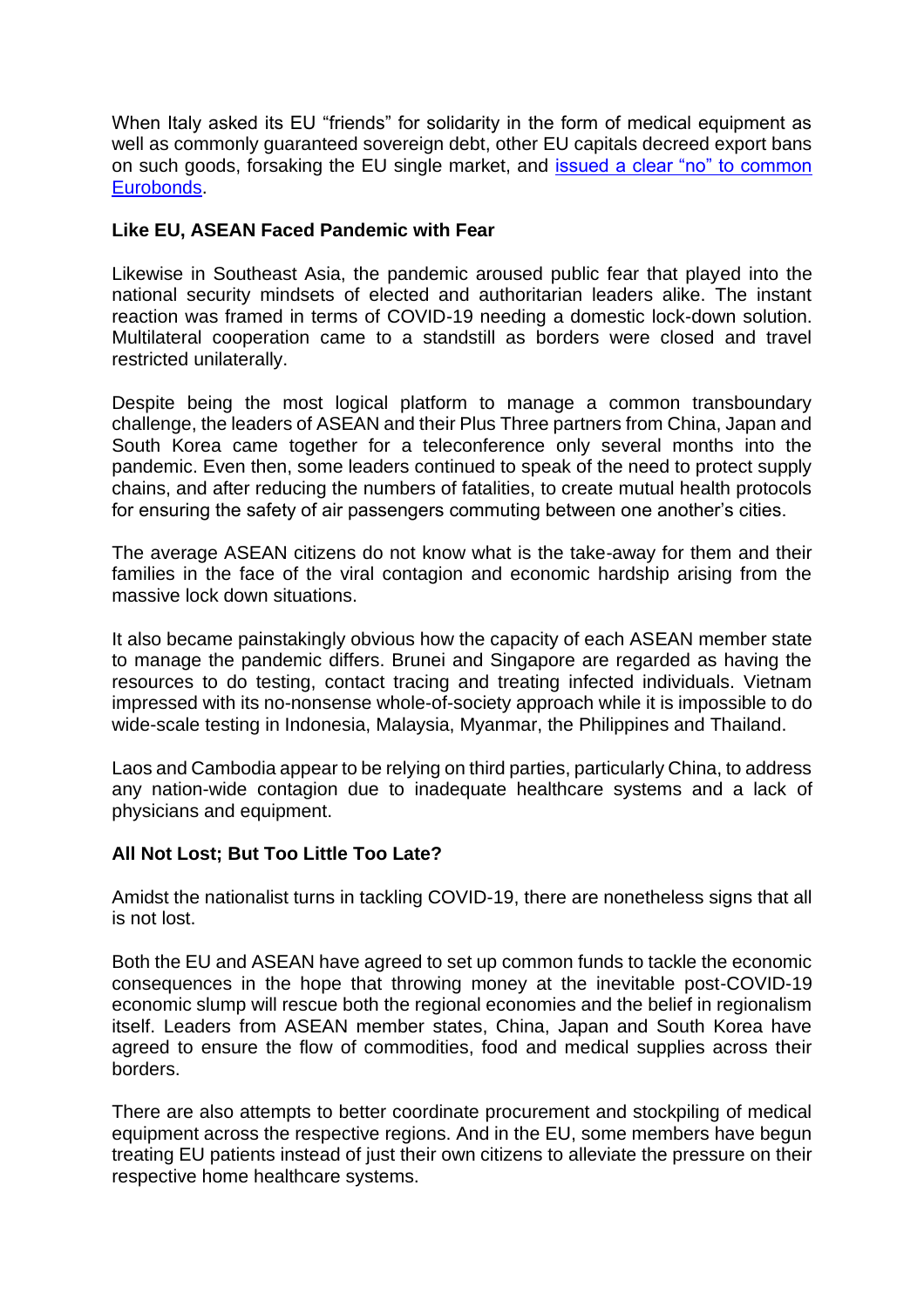When Italy asked its EU "friends" for solidarity in the form of medical equipment as well as commonly guaranteed sovereign debt, other EU capitals decreed export bans on such goods, forsaking the EU single market, and issued a clear "no" to common Eurobonds.

**Like EU, ASEAN Faced Pandemic with Fear**

Likewise in Southeast Asia, the pandemic aroused public fear that played into the national security mindsets of elected and authoritarian leaders alike. The instant reaction was framed in terms of COVID-19 needing a domestic lock-down solution. Multilateral cooperation came to a standstill as borders were closed and travel restricted unilaterally.

Despite being the most logical platform to manage a common transboundary challenge, the leaders of ASEAN and their Plus Three partners from China, Japan and South Korea came together for a teleconference only several months into the pandemic. Even then, some leaders continued to speak of the need to protect supply chains, and after reducing the numbers of fatalities, to create mutual health protocols for ensuring the safety of air passengers commuting between one another's cities.

The average ASEAN citizens do not know what is the take-away for them and their families in the face of the viral contagion and economic hardship arising from the massive lock down situations.

It also became painstakingly obvious how the capacity of each ASEAN member state to manage the pandemic differs. Brunei and Singapore are regarded as having the resources to do testing, contact tracing and treating infected individuals. Vietnam impressed with its no-nonsense whole-of-society approach while it is impossible to do wide-scale testing in Indonesia, Malaysia, Myanmar, the Philippines and Thailand.

Laos and Cambodia appear to be relying on third parties, particularly China, to address any nation-wide contagion due to inadequate healthcare systems and a lack of physicians and equipment.

**All Not Lost; But Too Little Too Late?**

Amidst the nationalist turns in tackling COVID-19, there are nonetheless signs that all is not lost.

Both the EU and ASEAN have agreed to set up common funds to tackle the economic consequences in the hope that throwing money at the inevitable post-COVID-19 economic slump will rescue both the regional economies and the belief in regionalism itself. Leaders from ASEAN member states, China, Japan and South Korea have agreed to ensure the flow of commodities, food and medical supplies across their borders.

There are also attempts to better coordinate procurement and stockpiling of medical equipment across the respective regions. And in the EU, some members have begun treating EU patients instead of just their own citizens to alleviate the pressure on their respective home healthcare systems.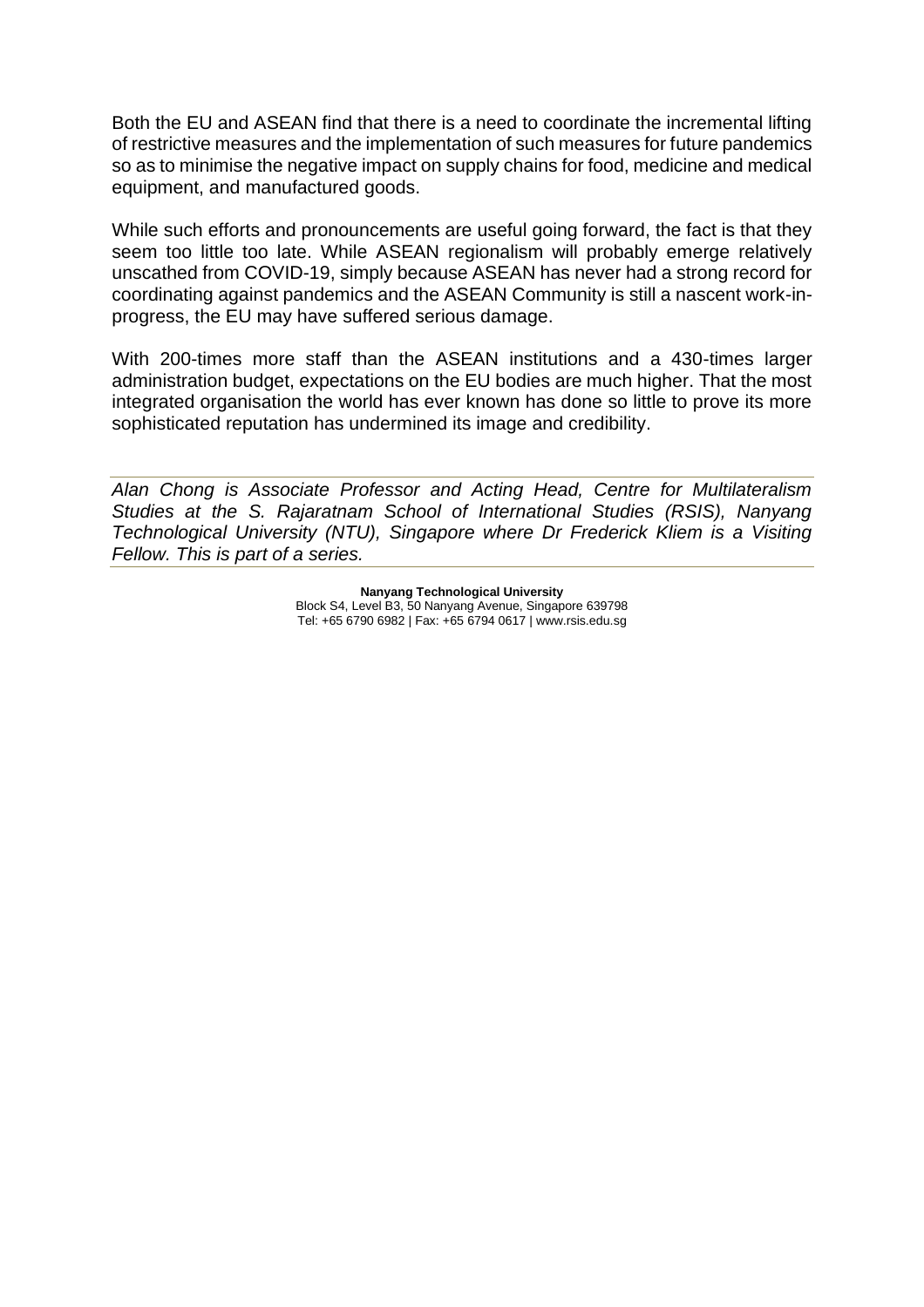Both the EU and ASEAN find that there is a need to coordinate the incremental lifting of restrictive measures and the implementation of such measures for future pandemics so as to minimise the negative impact on supply chains for food, medicine and medical equipment, and manufactured goods.

While such efforts and pronouncements are useful going forward, the fact is that they seem too little too late. While ASEAN regionalism will probably emerge relatively unscathed from COVID-19, simply because ASEAN has never had a strong record for coordinating against pandemics and the ASEAN Community is still a nascent work-in-progress, the EU may have suffered serious damage.

With 200-times more staff than the ASEAN institutions and a 430-times larger administration budget, expectations on the EU bodies are much higher. That the most integrated organisation the world has ever known has done so little to prove its more sophisticated reputation has undermined its image and credibility.

---

*Alan Chong is Associate Professor and Acting Head, Centre for Multilateralism Studies at the S. Rajaratnam School of International Studies (RSIS), Nanyang Technological University (NTU), Singapore where Dr Frederick Kliem is a Visiting Fellow. This is part of a series.*

---

**Nanyang Technological University**
Block S4, Level B3, 50 Nanyang Avenue, Singapore 639798
Tel: +65 6790 6982 | Fax: +65 6794 0617 | www.rsis.edu.sg